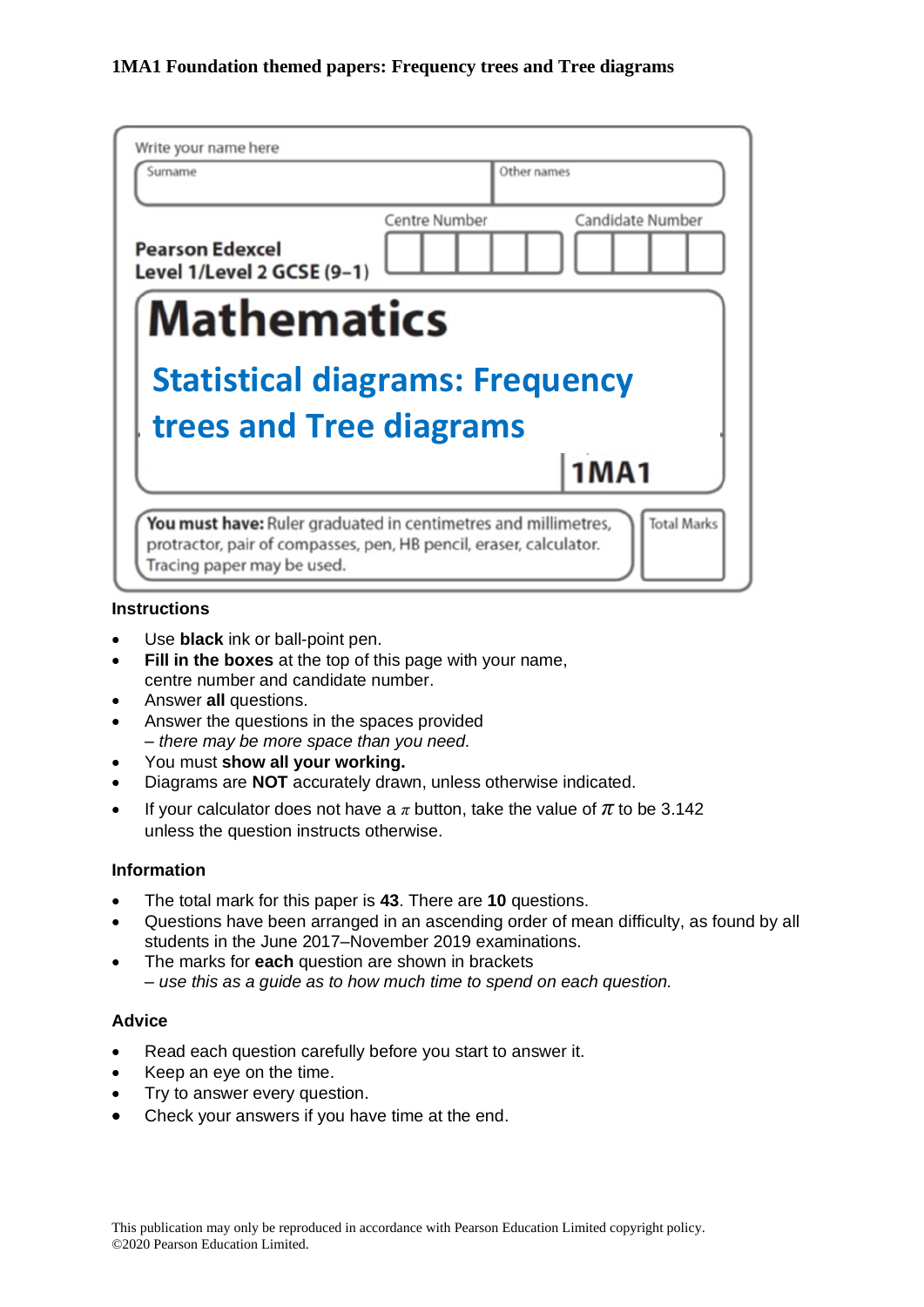**1MA1 Foundation themed papers: Frequency trees and Tree diagrams**

Write your name here

| Surname | Other names |
|---|---|
| | |

**Pearson Edexcel**
**Level 1/Level 2 GCSE (9–1)**

Centre Number | Candidate Number

# Mathematics

## Statistical diagrams: Frequency trees and Tree diagrams

**1MA1**

**You must have:** Ruler graduated in centimetres and millimetres, protractor, pair of compasses, pen, HB pencil, eraser, calculator. Tracing paper may be used.

Total Marks

### Instructions

- Use **black** ink or ball-point pen.
- **Fill in the boxes** at the top of this page with your name, centre number and candidate number.
- Answer **all** questions.
- Answer the questions in the spaces provided
  *– there may be more space than you need.*
- You must **show all your working.**
- Diagrams are **NOT** accurately drawn, unless otherwise indicated.
- If your calculator does not have a $\pi$ button, take the value of $\pi$ to be 3.142 unless the question instructs otherwise.

### Information

- The total mark for this paper is **43**. There are **10** questions.
- Questions have been arranged in an ascending order of mean difficulty, as found by all students in the June 2017–November 2019 examinations.
- The marks for **each** question are shown in brackets
  *– use this as a guide as to how much time to spend on each question.*

### Advice

- Read each question carefully before you start to answer it.
- Keep an eye on the time.
- Try to answer every question.
- Check your answers if you have time at the end.

This publication may only be reproduced in accordance with Pearson Education Limited copyright policy.
©2020 Pearson Education Limited.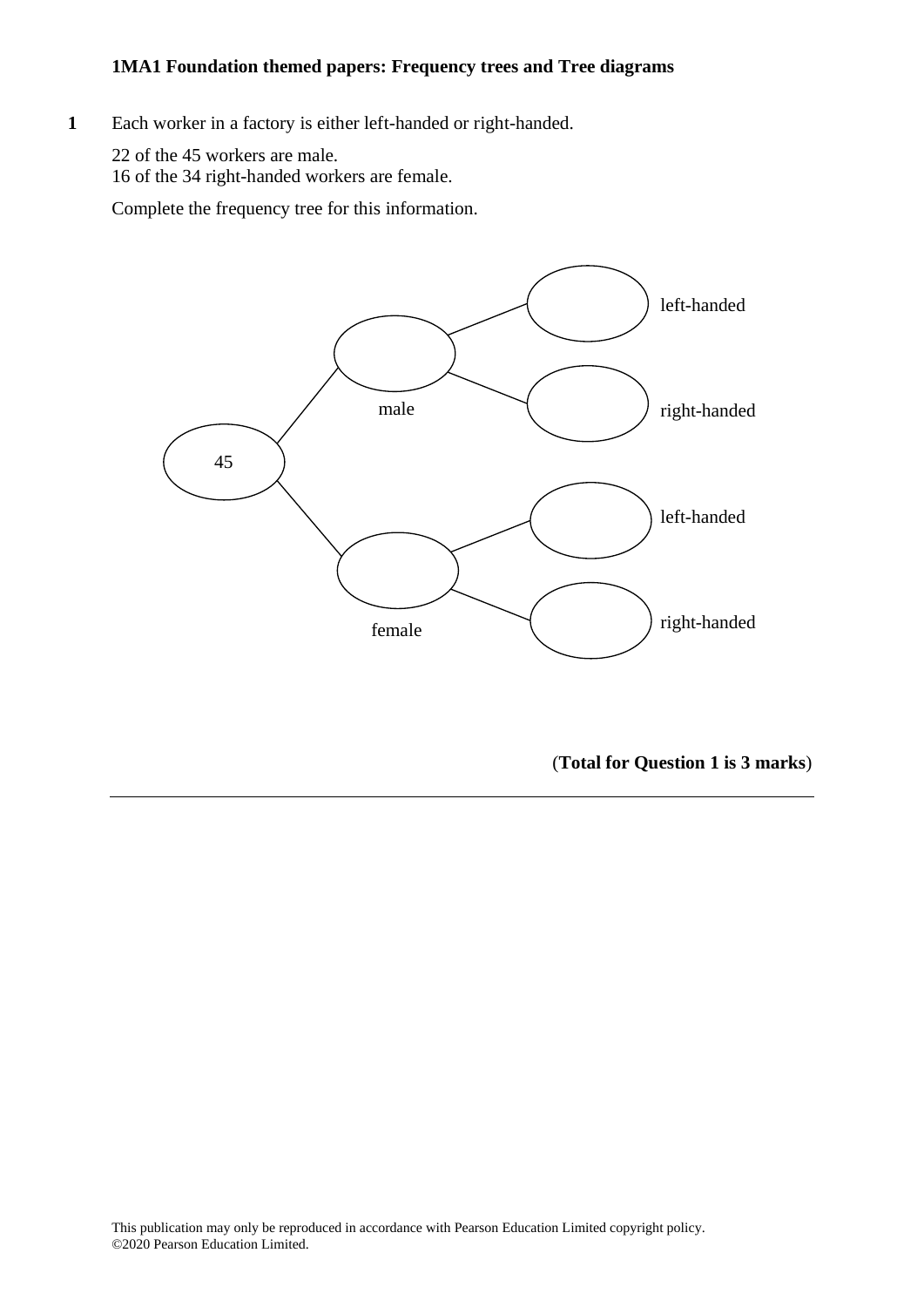**1MMA1 Foundation themed papers: Frequency trees and Tree diagrams**

**1** Each worker in a factory is either left-handed or right-handed.

22 of the 45 workers are male.
16 of the 34 right-handed workers are female.

Complete the frequency tree for this information.

```
                      ( ) left-handed
         ( ) male <
                      ( ) right-handed
(45) <
                      ( ) left-handed
         ( ) female <
                      ( ) right-handed
```

(**Total for Question 1 is 3 marks**)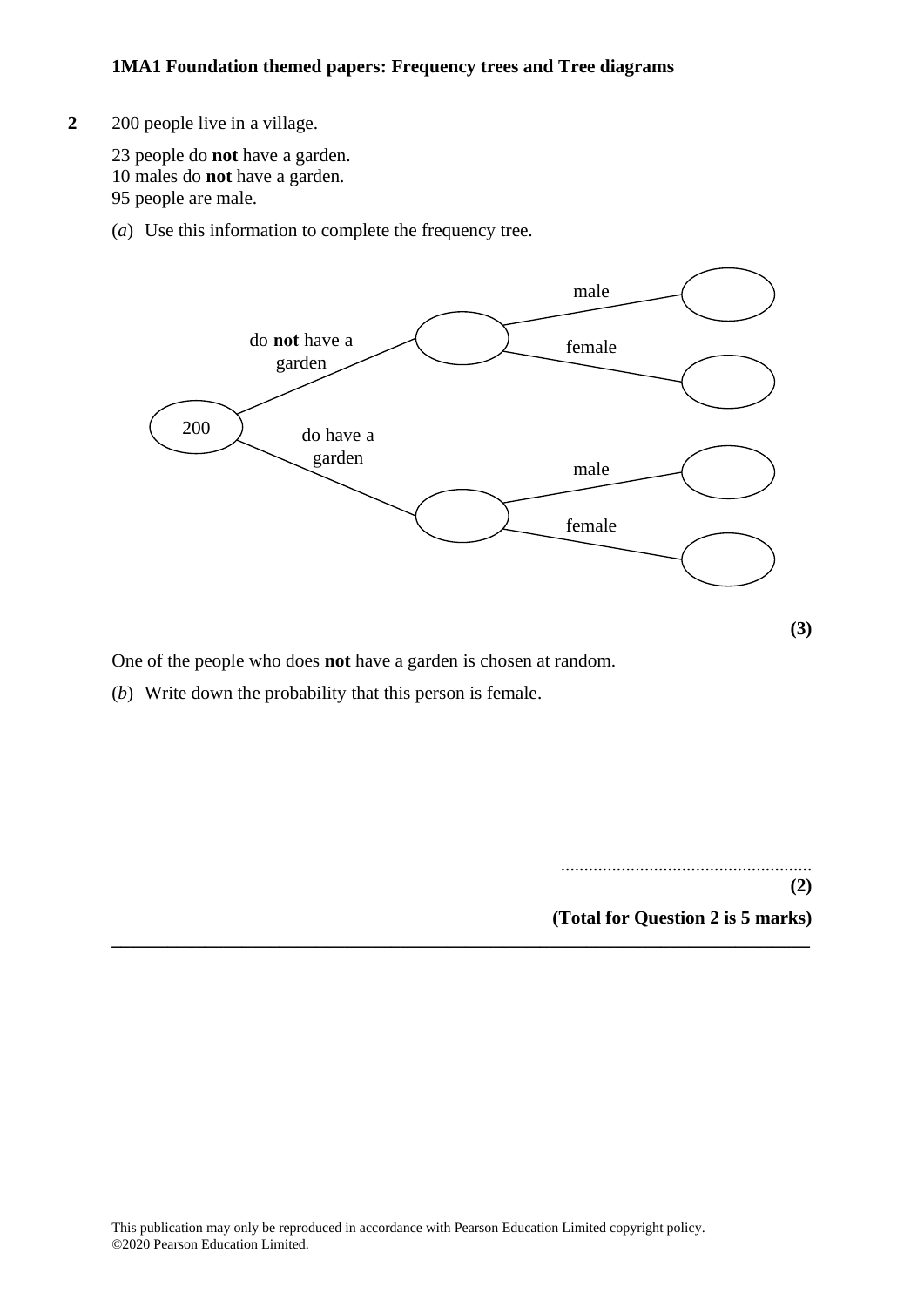**2** 200 people live in a village.

23 people do **not** have a garden.
10 males do **not** have a garden.
95 people are male.

(*a*) Use this information to complete the frequency tree.

- 200
  - do **not** have a garden → ( )
    - male → ( )
    - female → ( )
  - do have a garden → ( )
    - male → ( )
    - female → ( )

**(3)**

One of the people who does **not** have a garden is chosen at random.

(*b*) Write down the probability that this person is female.

......................................................
**(2)**

**(Total for Question 2 is 5 marks)**

---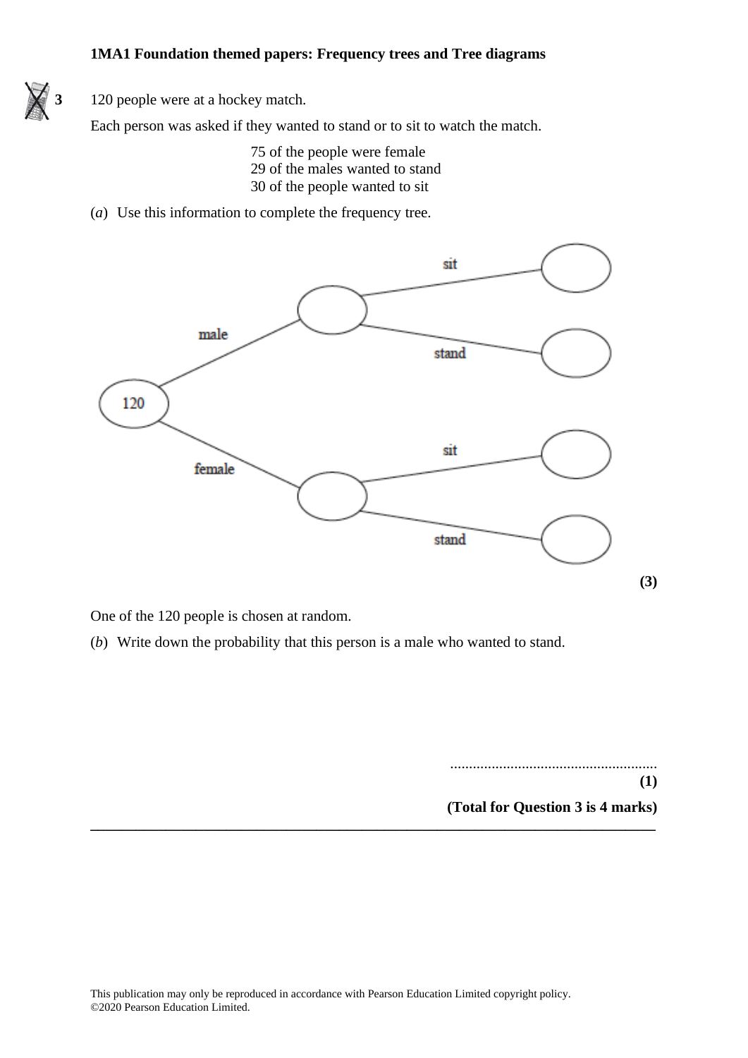**1MA1 Foundation themed papers: Frequency trees and Tree diagrams**

**3** 120 people were at a hockey match.

Each person was asked if they wanted to stand or to sit to watch the match.

75 of the people were female
29 of the males wanted to stand
30 of the people wanted to sit

(*a*) Use this information to complete the frequency tree.

120
- male → ( )
  - sit → ( )
  - stand → ( )
- female → ( )
  - sit → ( )
  - stand → ( )

**(3)**

One of the 120 people is chosen at random.

(*b*) Write down the probability that this person is a male who wanted to stand.

......................................................
**(1)**

**(Total for Question 3 is 4 marks)**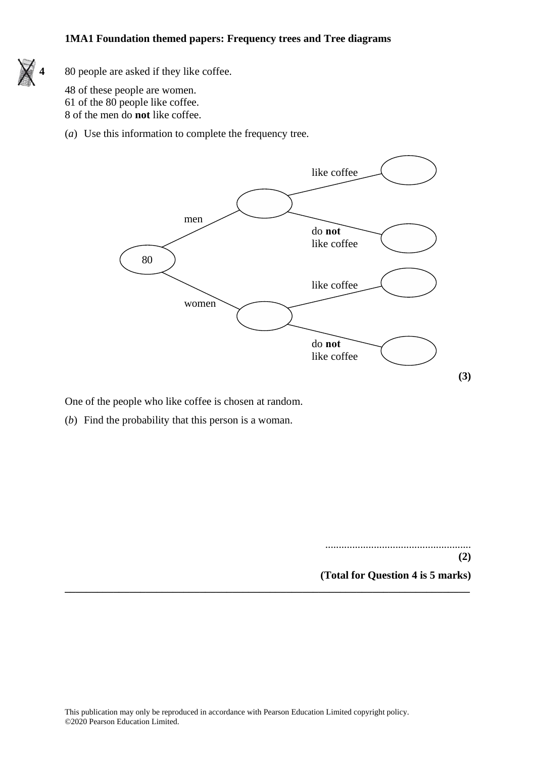**4** 80 people are asked if they like coffee.

48 of these people are women.
61 of the 80 people like coffee.
8 of the men do **not** like coffee.

(*a*) Use this information to complete the frequency tree.

80
- men → ( )
  - like coffee → ( )
  - do **not** like coffee → ( )
- women → ( )
  - like coffee → ( )
  - do **not** like coffee → ( )

**(3)**

One of the people who like coffee is chosen at random.

(*b*) Find the probability that this person is a woman.

......................................................
**(2)**

**(Total for Question 4 is 5 marks)**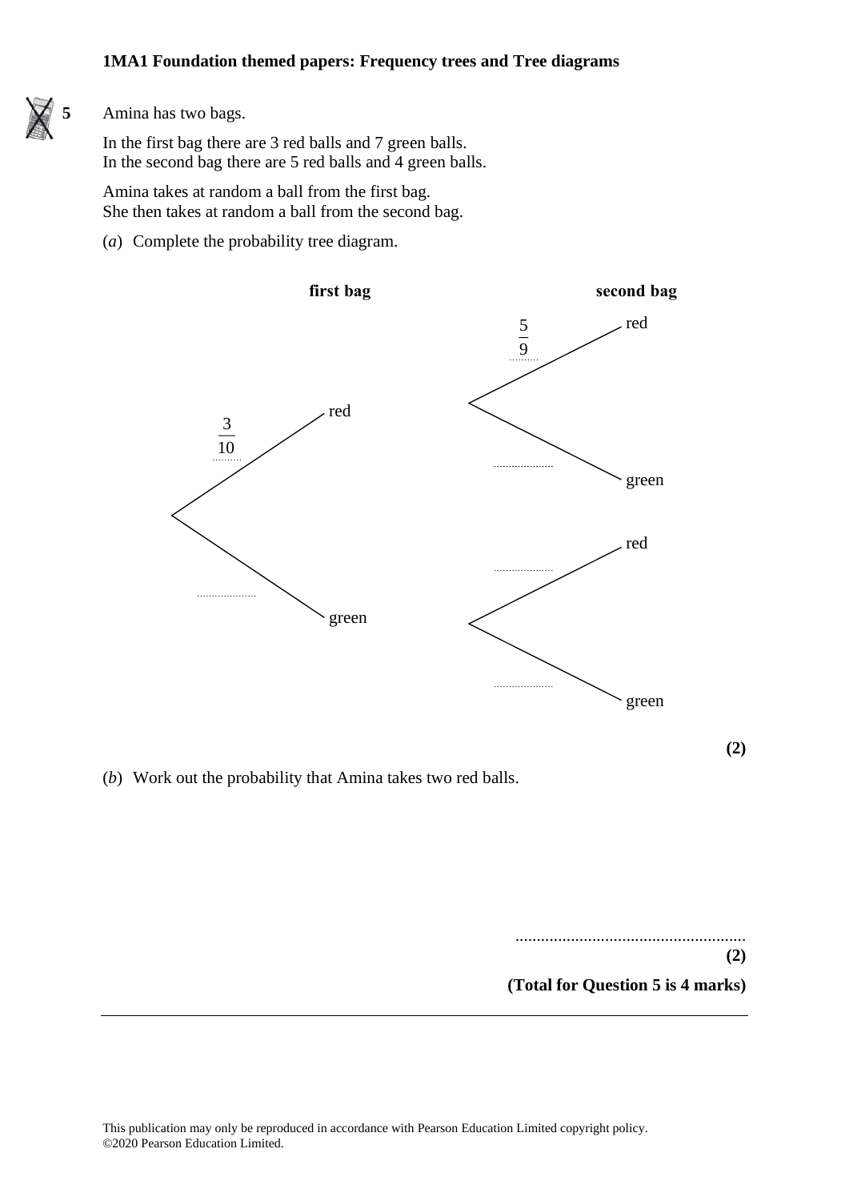**5** Amina has two bags.

In the first bag there are 3 red balls and 7 green balls.
In the second bag there are 5 red balls and 4 green balls.

Amina takes at random a ball from the first bag.
She then takes at random a ball from the second bag.

(*a*) Complete the probability tree diagram.

**first bag** **second bag**

First bag:
- red: $\frac{3}{10}$
  - Second bag: red: $\frac{5}{9}$
  - Second bag: green: ..................
- green: ..................
  - Second bag: red: ..................
  - Second bag: green: ..................

**(2)**

(*b*) Work out the probability that Amina takes two red balls.

......................................................
**(2)**

**(Total for Question 5 is 4 marks)**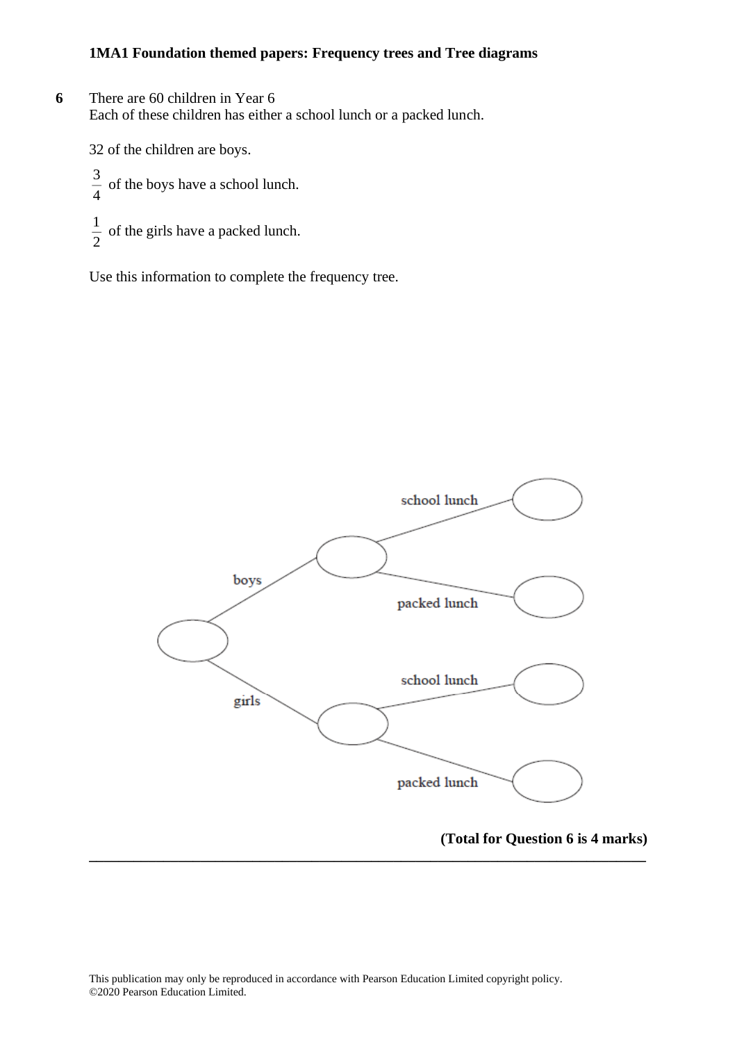**6** There are 60 children in Year 6
Each of these children has either a school lunch or a packed lunch.

32 of the children are boys.

$\frac{3}{4}$ of the boys have a school lunch.

$\frac{1}{2}$ of the girls have a packed lunch.

Use this information to complete the frequency tree.

boys

school lunch

packed lunch

girls

school lunch

packed lunch

**(Total for Question 6 is 4 marks)**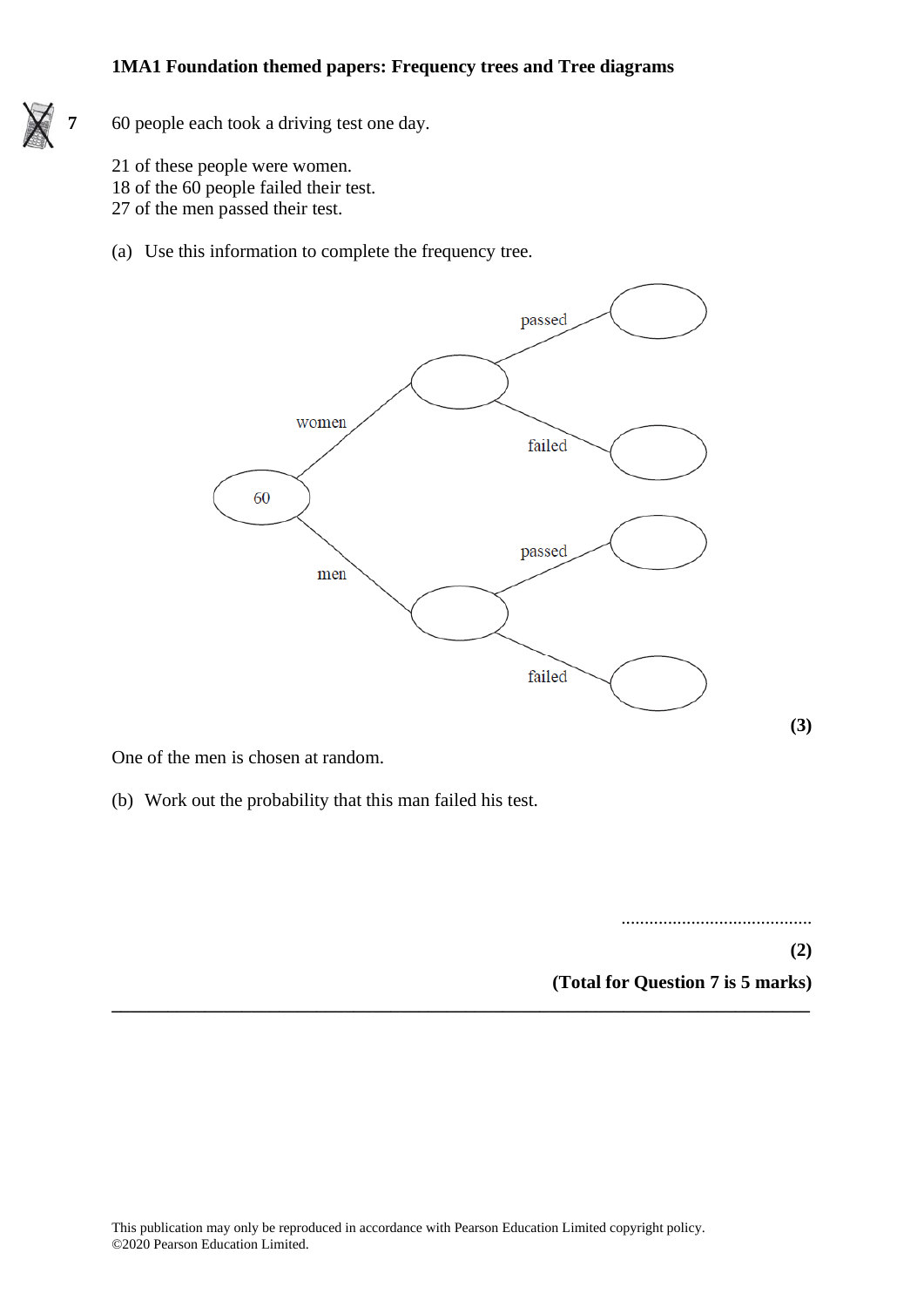**7** 60 people each took a driving test one day.

21 of these people were women.
18 of the 60 people failed their test.
27 of the men passed their test.

(a) Use this information to complete the frequency tree.

60 → women → passed ( ), failed ( )
60 → men → passed ( ), failed ( )

**(3)**

One of the men is chosen at random.

(b) Work out the probability that this man failed his test.

.........................................

**(2)**

**(Total for Question 7 is 5 marks)**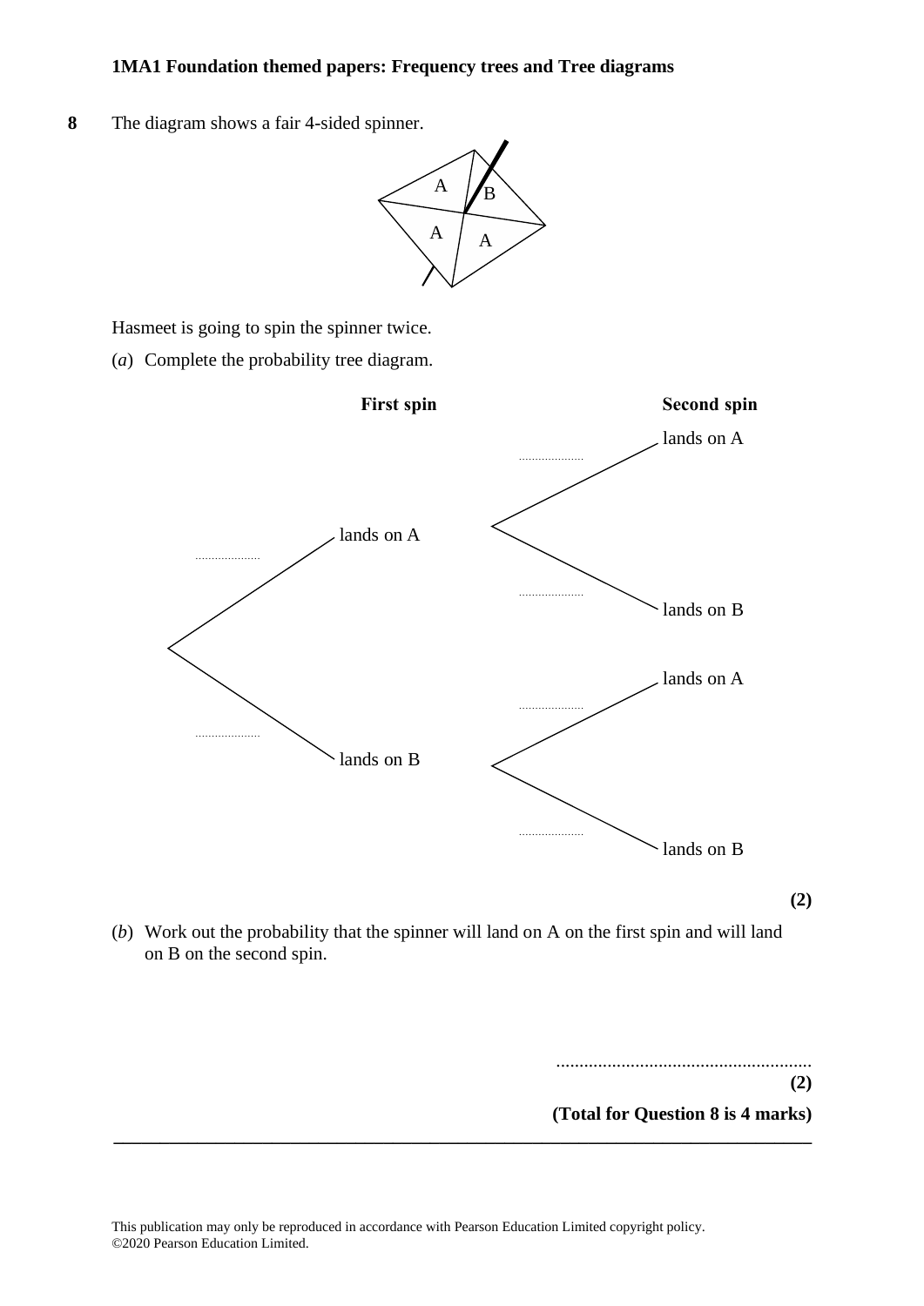**8** The diagram shows a fair 4-sided spinner.

Hasmeet is going to spin the spinner twice.

(*a*) Complete the probability tree diagram.

**First spin** **Second spin**

.................... lands on A

- .................... lands on A
- .................... lands on B

.................... lands on B

- .................... lands on A
- .................... lands on B

**(2)**

(*b*) Work out the probability that the spinner will land on A on the first spin and will land on B on the second spin.

.......................................................
**(2)**

**(Total for Question 8 is 4 marks)**

---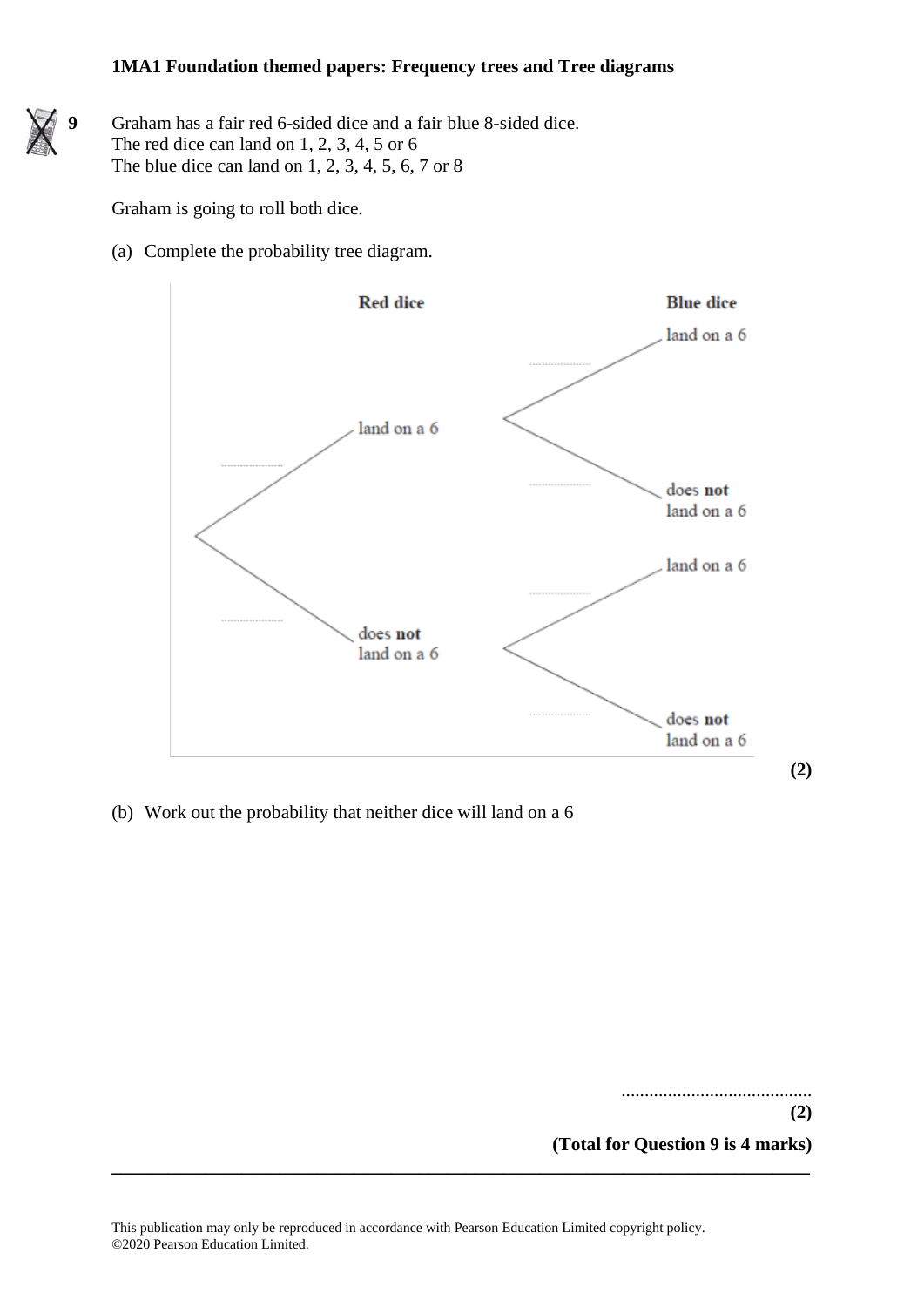**9** Graham has a fair red 6-sided dice and a fair blue 8-sided dice.
The red dice can land on 1, 2, 3, 4, 5 or 6
The blue dice can land on 1, 2, 3, 4, 5, 6, 7 or 8

Graham is going to roll both dice.

(a) Complete the probability tree diagram.

**Red dice** — **Blue dice**

- ............ land on a 6
  - ............ land on a 6
  - ............ does **not** land on a 6
- ............ does **not** land on a 6
  - ............ land on a 6
  - ............ does **not** land on a 6

**(2)**

(b) Work out the probability that neither dice will land on a 6

.........................................

**(2)**

**(Total for Question 9 is 4 marks)**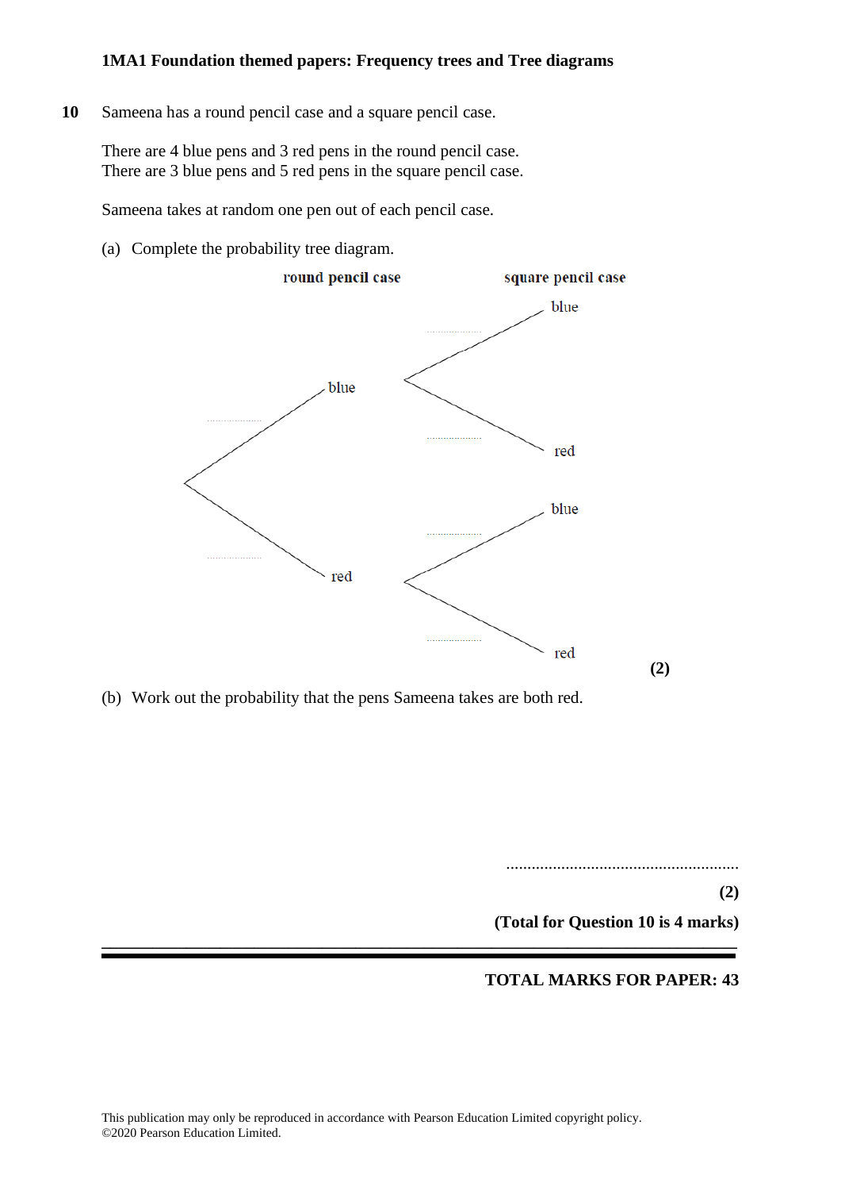**1MA1 Foundation themed papers: Frequency trees and Tree diagrams**

**10** Sameena has a round pencil case and a square pencil case.

There are 4 blue pens and 3 red pens in the round pencil case.
There are 3 blue pens and 5 red pens in the square pencil case.

Sameena takes at random one pen out of each pencil case.

(a) Complete the probability tree diagram.

round pencil case

square pencil case

blue

red

blue

red

blue

red

**(2)**

(b) Work out the probability that the pens Sameena takes are both red.

.......................................................

**(2)**

**(Total for Question 10 is 4 marks)**

---

**TOTAL MARKS FOR PAPER: 43**

This publication may only be reproduced in accordance with Pearson Education Limited copyright policy.
©2020 Pearson Education Limited.